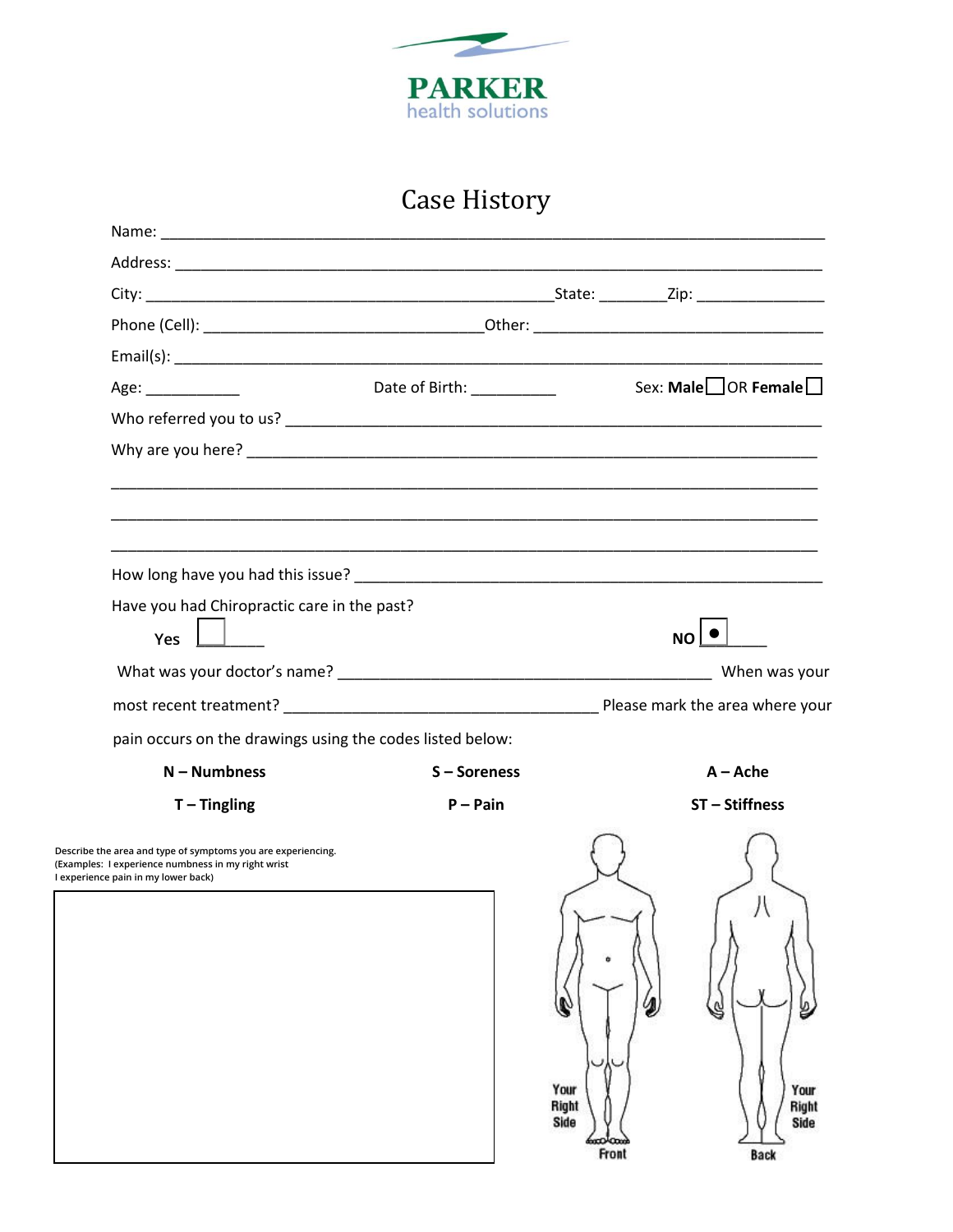PARKER
health solutions

# Case History

Name: ____________________________________________________________

Address: __________________________________________________________

City: ________________________________ State: ________ Zip: _______________

Phone (Cell): _______________________________ Other: _______________________________

Email(s): _________________________________________________________

Age: ___________ Date of Birth: __________ Sex: **Male** ☐ OR **Female** ☐

Who referred you to us? ____________________________________________

Why are you here? _________________________________________________

___________________________________________________________________

___________________________________________________________________

___________________________________________________________________

How long have you had this issue? ___________________________________

Have you had Chiropractic care in the past?

**Yes** ☐ ______ **NO** ☐ ______

What was your doctor's name? _________________________________ When was your most recent treatment? ______________________________ Please mark the area where your pain occurs on the drawings using the codes listed below:

| | | |
|---|---|---|
| **N – Numbness** | **S – Soreness** | **A – Ache** |
| **T – Tingling** | **P – Pain** | **ST – Stiffness** |

Describe the area and type of symptoms you are experiencing.
(Examples: I experience numbness in my right wrist
I experience pain in my lower back)

Your Right Side — Front

Your Right Side — Back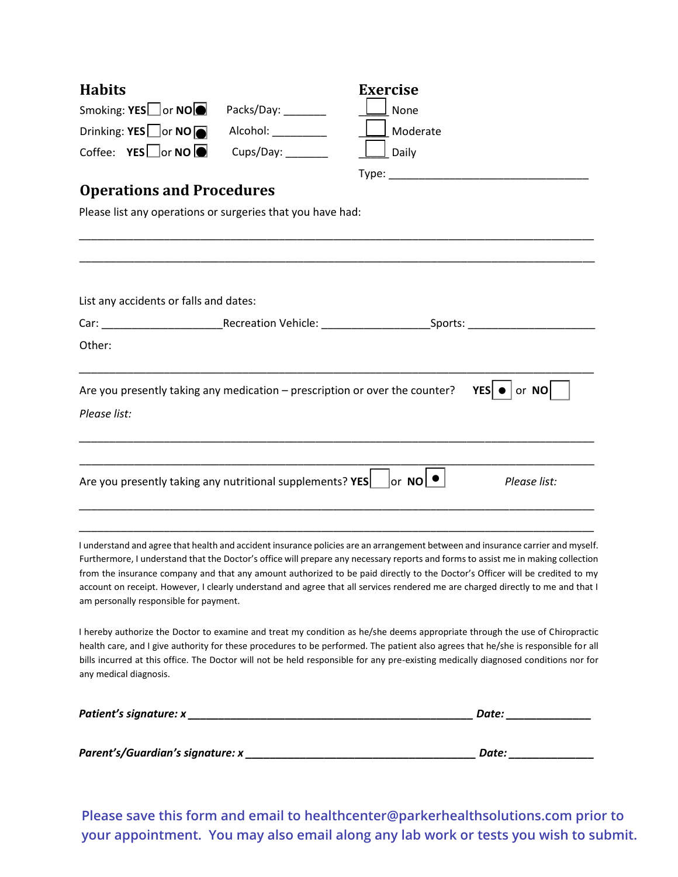## Habits

Smoking: **YES** ☐ or **NO** ☒    Packs/Day: _______

Drinking: **YES** ☐ or **NO** ☒    Alcohol: _________

Coffee: **YES** ☐ or **NO** ☒    Cups/Day: _______

## Exercise

☐ None

☐ Moderate

☐ Daily

Type: ________________________________

## Operations and Procedures

Please list any operations or surgeries that you have had:

___________________________________________________________________________

___________________________________________________________________________

List any accidents or falls and dates:

Car: ___________________ Recreation Vehicle: _________________ Sports: ____________________

Other:

___________________________________________________________________________

Are you presently taking any medication – prescription or over the counter? **YES** ☒ or **NO** ☐

*Please list:*

___________________________________________________________________________

___________________________________________________________________________

Are you presently taking any nutritional supplements? **YES** ☐ or **NO** ☒    *Please list:*

___________________________________________________________________________

___________________________________________________________________________

I understand and agree that health and accident insurance policies are an arrangement between and insurance carrier and myself. Furthermore, I understand that the Doctor's office will prepare any necessary reports and forms to assist me in making collection from the insurance company and that any amount authorized to be paid directly to the Doctor's Officer will be credited to my account on receipt. However, I clearly understand and agree that all services rendered me are charged directly to me and that I am personally responsible for payment.

I hereby authorize the Doctor to examine and treat my condition as he/she deems appropriate through the use of Chiropractic health care, and I give authority for these procedures to be performed. The patient also agrees that he/she is responsible for all bills incurred at this office. The Doctor will not be held responsible for any pre-existing medically diagnosed conditions nor for any medical diagnosis.

***Patient's signature: x*** _______________________________________________ ***Date:*** ______________

***Parent's/Guardian's signature: x*** _____________________________________ ***Date:*** ______________

Please save this form and email to healthcenter@parkerhealthsolutions.com prior to your appointment. You may also email along any lab work or tests you wish to submit.